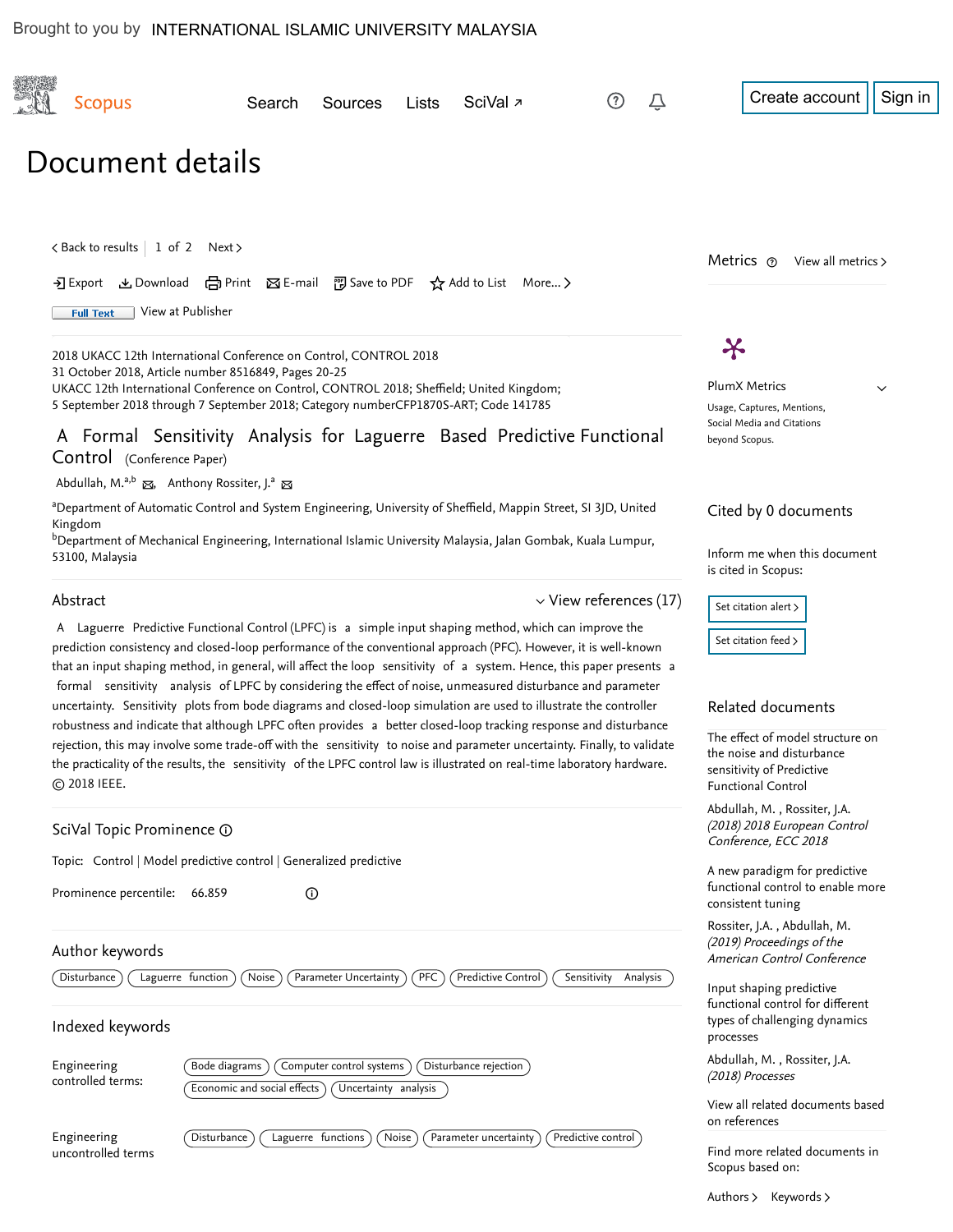Brought to you by INTERNATIONAL ISLAMIC UNIVERSITY MALAYSIA

Scopus

Search Sources Lists SciVal ↗

Create account Sign in

# Document details

< Back to results | 1 of 2 Next >

Export Download Print E-mail Save to PDF Add to List More... >

Full Text View at Publisher

2018 UKACC 12th International Conference on Control, CONTROL 2018
31 October 2018, Article number 8516849, Pages 20-25
UKACC 12th International Conference on Control, CONTROL 2018; Sheffield; United Kingdom;
5 September 2018 through 7 September 2018; Category numberCFP1870S-ART; Code 141785

## A Formal Sensitivity Analysis for Laguerre Based Predictive Functional Control (Conference Paper)

Abdullah, M.[a,b] , Anthony Rossiter, J.[a]

[a]Department of Automatic Control and System Engineering, University of Sheffield, Mappin Street, SI 3JD, United Kingdom
[b]Department of Mechanical Engineering, International Islamic University Malaysia, Jalan Gombak, Kuala Lumpur, 53100, Malaysia

### Abstract

View references (17)

A Laguerre Predictive Functional Control (LPFC) is a simple input shaping method, which can improve the prediction consistency and closed-loop performance of the conventional approach (PFC). However, it is well-known that an input shaping method, in general, will affect the loop sensitivity of a system. Hence, this paper presents a formal sensitivity analysis of LPFC by considering the effect of noise, unmeasured disturbance and parameter uncertainty. Sensitivity plots from bode diagrams and closed-loop simulation are used to illustrate the controller robustness and indicate that although LPFC often provides a better closed-loop tracking response and disturbance rejection, this may involve some trade-off with the sensitivity to noise and parameter uncertainty. Finally, to validate the practicality of the results, the sensitivity of the LPFC control law is illustrated on real-time laboratory hardware. © 2018 IEEE.

### SciVal Topic Prominence

Topic: Control | Model predictive control | Generalized predictive

Prominence percentile: 66.859

### Author keywords

Disturbance | Laguerre function | Noise | Parameter Uncertainty | PFC | Predictive Control | Sensitivity Analysis

### Indexed keywords

Engineering controlled terms: Bode diagrams | Computer control systems | Disturbance rejection | Economic and social effects | Uncertainty analysis

Engineering uncontrolled terms: Disturbance | Laguerre functions | Noise | Parameter uncertainty | Predictive control

### Metrics

View all metrics >

PlumX Metrics

Usage, Captures, Mentions, Social Media and Citations beyond Scopus.

### Cited by 0 documents

Inform me when this document is cited in Scopus:

Set citation alert >

Set citation feed >

### Related documents

The effect of model structure on the noise and disturbance sensitivity of Predictive Functional Control

Abdullah, M. , Rossiter, J.A.
*(2018) 2018 European Control Conference, ECC 2018*

A new paradigm for predictive functional control to enable more consistent tuning

Rossiter, J.A. , Abdullah, M.
*(2019) Proceedings of the American Control Conference*

Input shaping predictive functional control for different types of challenging dynamics processes

Abdullah, M. , Rossiter, J.A.
*(2018) Processes*

View all related documents based on references

Find more related documents in Scopus based on:

Authors > Keywords >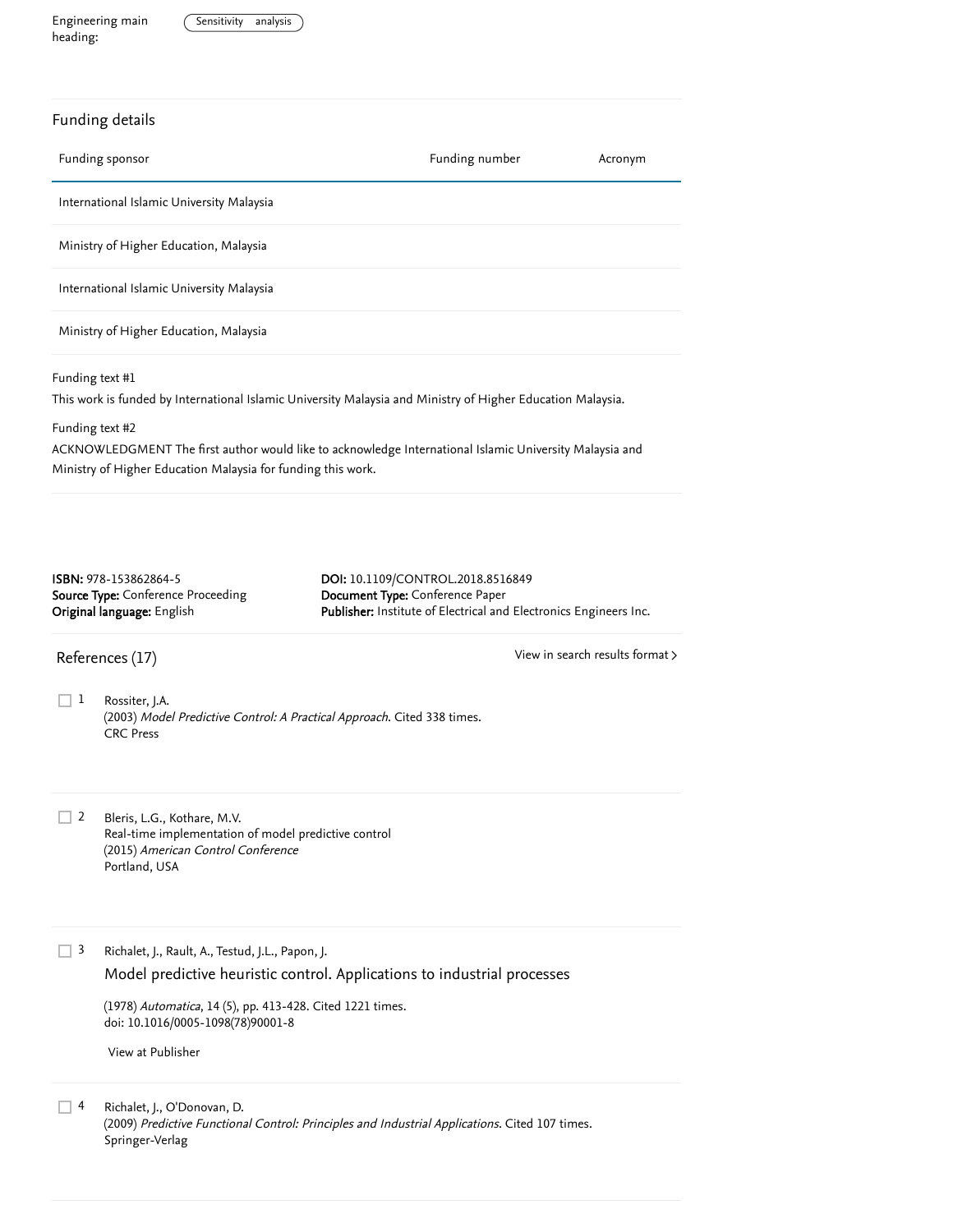Engineering main heading: Sensitivity analysis

## Funding details

| Funding sponsor | Funding number | Acronym |
|---|---|---|
| International Islamic University Malaysia | | |
| Ministry of Higher Education, Malaysia | | |
| International Islamic University Malaysia | | |
| Ministry of Higher Education, Malaysia | | |

Funding text #1

This work is funded by International Islamic University Malaysia and Ministry of Higher Education Malaysia.

Funding text #2

ACKNOWLEDGMENT The first author would like to acknowledge International Islamic University Malaysia and Ministry of Higher Education Malaysia for funding this work.

**ISBN:** 978-153862864-5
**Source Type:** Conference Proceeding
**Original language:** English

**DOI:** 10.1109/CONTROL.2018.8516849
**Document Type:** Conference Paper
**Publisher:** Institute of Electrical and Electronics Engineers Inc.

## References (17)

View in search results format >

1. Rossiter, J.A.
(2003) *Model Predictive Control: A Practical Approach*. Cited 338 times.
CRC Press

2. Bleris, L.G., Kothare, M.V.
Real-time implementation of model predictive control
(2015) *American Control Conference*
Portland, USA

3. Richalet, J., Rault, A., Testud, J.L., Papon, J.
Model predictive heuristic control. Applications to industrial processes
(1978) *Automatica*, 14 (5), pp. 413-428. Cited 1221 times.
doi: 10.1016/0005-1098(78)90001-8
View at Publisher

4. Richalet, J., O'Donovan, D.
(2009) *Predictive Functional Control: Principles and Industrial Applications*. Cited 107 times.
Springer-Verlag